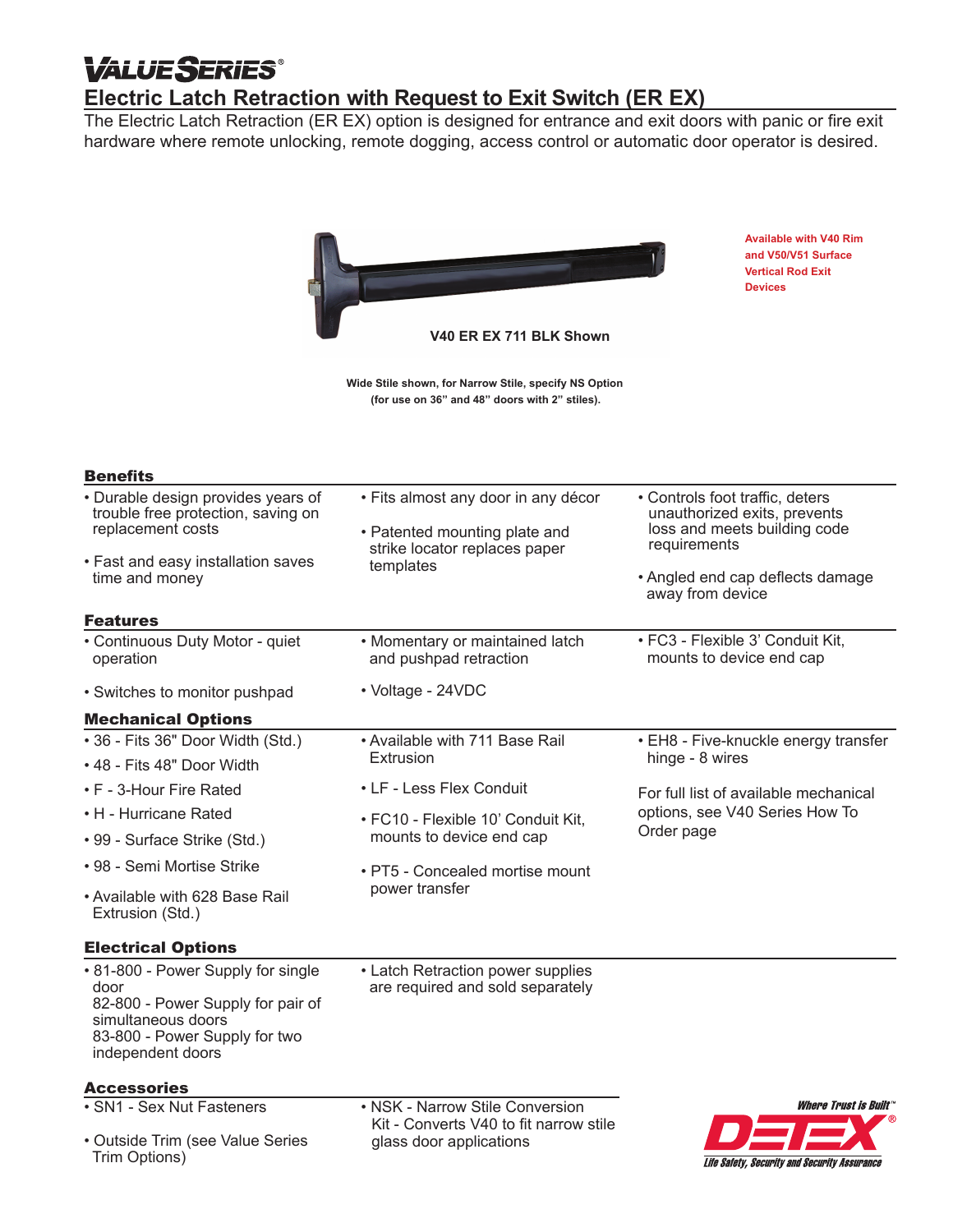# VALUE SERIES®

## Electric Latch Retraction with Request to Exit Switch (ER EX)

The Electric Latch Retraction (ER EX) option is designed for entrance and exit doors with panic or fire exit hardware where remote unlocking, remote dogging, access control or automatic door operator is desired.

**V40 ER EX 711 BLK Shown**

**Available with V40 Rim and V50/V51 Surface Vertical Rod Exit Devices**

**Wide Stile shown, for Narrow Stile, specify NS Option (for use on 36" and 48" doors with 2" stiles).**

### Benefits

- Durable design provides years of trouble free protection, saving on replacement costs
- Fast and easy installation saves time and money
- Fits almost any door in any décor
- Patented mounting plate and strike locator replaces paper templates
- Controls foot traffic, deters unauthorized exits, prevents loss and meets building code requirements
- Angled end cap deflects damage away from device

### Features

- Continuous Duty Motor - quiet operation
- Switches to monitor pushpad
- Momentary or maintained latch and pushpad retraction
- Voltage - 24VDC
- FC3 - Flexible 3' Conduit Kit, mounts to device end cap

### Mechanical Options

- 36 - Fits 36" Door Width (Std.)
- 48 - Fits 48" Door Width
- F - 3-Hour Fire Rated
- H - Hurricane Rated
- 99 - Surface Strike (Std.)
- 98 - Semi Mortise Strike
- Available with 628 Base Rail Extrusion (Std.)
- Available with 711 Base Rail Extrusion
- LF - Less Flex Conduit
- FC10 - Flexible 10' Conduit Kit, mounts to device end cap
- PT5 - Concealed mortise mount power transfer
- EH8 - Five-knuckle energy transfer hinge - 8 wires

For full list of available mechanical options, see V40 Series How To Order page

### Electrical Options

- 81-800 - Power Supply for single door
  82-800 - Power Supply for pair of simultaneous doors
  83-800 - Power Supply for two independent doors
- Latch Retraction power supplies are required and sold separately

### Accessories

- SN1 - Sex Nut Fasteners
- Outside Trim (see Value Series Trim Options)
- NSK - Narrow Stile Conversion Kit - Converts V40 to fit narrow stile glass door applications

Where Trust is Built™
DETEX®
Life Safety, Security and Security Assurance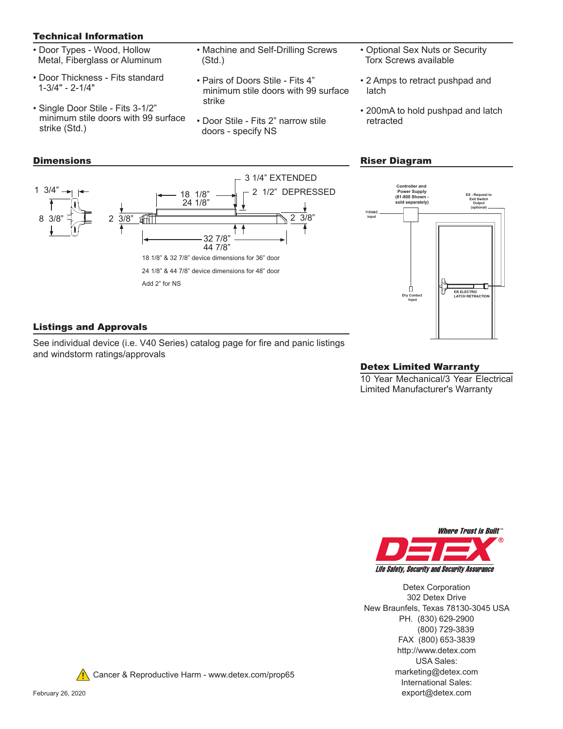## Technical Information

- Door Types - Wood, Hollow Metal, Fiberglass or Aluminum
- Door Thickness - Fits standard 1-3/4" - 2-1/4"
- Single Door Stile - Fits 3-1/2" minimum stile doors with 99 surface strike (Std.)
- Machine and Self-Drilling Screws (Std.)
- Pairs of Doors Stile - Fits 4" minimum stile doors with 99 surface strike
- Door Stile - Fits 2" narrow stile doors - specify NS
- Optional Sex Nuts or Security Torx Screws available
- 2 Amps to retract pushpad and latch
- 200mA to hold pushpad and latch retracted

## Dimensions

1 3/4"

8 3/8"

2 3/8"

18 1/8"
24 1/8"

3 1/4" EXTENDED

2 1/2" DEPRESSED

2 3/8"

32 7/8"
44 7/8"

18 1/8" & 32 7/8" device dimensions for 36" door

24 1/8" & 44 7/8" device dimensions for 48" door

Add 2" for NS

## Riser Diagram

Controller and Power Supply (81-800 Shown - sold separately)

115VAC input

EX - Request to Exit Switch Output (optional)

Dry Contact Input

ER ELECTRIC LATCH RETRACTION

## Listings and Approvals

See individual device (i.e. V40 Series) catalog page for fire and panic listings and windstorm ratings/approvals

## Detex Limited Warranty

10 Year Mechanical/3 Year Electrical Limited Manufacturer's Warranty

Where Trust is Built™

DETEX®

Life Safety, Security and Security Assurance

Detex Corporation
302 Detex Drive
New Braunfels, Texas 78130-3045 USA
PH. (830) 629-2900
(800) 729-3839
FAX (800) 653-3839
http://www.detex.com
USA Sales:
marketing@detex.com
International Sales:
export@detex.com

Cancer & Reproductive Harm - www.detex.com/prop65

February 26, 2020